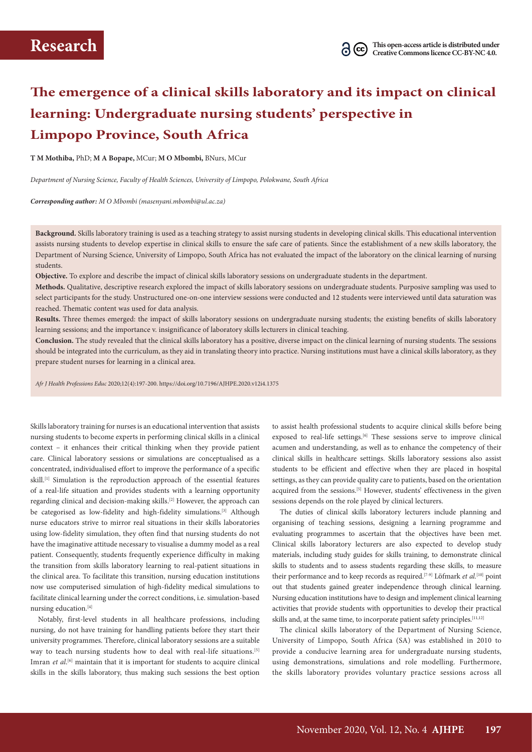**Research**

This open-access article is distributed under Creative Commons licence CC-BY-NC 4.0.

# The emergence of a clinical skills laboratory and its impact on clinical learning: Undergraduate nursing students' perspective in Limpopo Province, South Africa

**T M Mothiba,** PhD; **M A Bopape,** MCur; **M O Mbombi,** BNurs, MCur

*Department of Nursing Science, Faculty of Health Sciences, University of Limpopo, Polokwane, South Africa*

***Corresponding author:** M O Mbombi (masenyani.mbombi@ul.ac.za)*

**Background.** Skills laboratory training is used as a teaching strategy to assist nursing students in developing clinical skills. This educational intervention assists nursing students to develop expertise in clinical skills to ensure the safe care of patients. Since the establishment of a new skills laboratory, the Department of Nursing Science, University of Limpopo, South Africa has not evaluated the impact of the laboratory on the clinical learning of nursing students.

**Objective.** To explore and describe the impact of clinical skills laboratory sessions on undergraduate students in the department.

**Methods.** Qualitative, descriptive research explored the impact of skills laboratory sessions on undergraduate students. Purposive sampling was used to select participants for the study. Unstructured one-on-one interview sessions were conducted and 12 students were interviewed until data saturation was reached. Thematic content was used for data analysis.

**Results.** Three themes emerged: the impact of skills laboratory sessions on undergraduate nursing students; the existing benefits of skills laboratory learning sessions; and the importance v. insignificance of laboratory skills lecturers in clinical teaching.

**Conclusion.** The study revealed that the clinical skills laboratory has a positive, diverse impact on the clinical learning of nursing students. The sessions should be integrated into the curriculum, as they aid in translating theory into practice. Nursing institutions must have a clinical skills laboratory, as they prepare student nurses for learning in a clinical area.

*Afr J Health Professions Educ* 2020;12(4):197-200. https://doi.org/10.7196/AJHPE.2020.v12i4.1375

Skills laboratory training for nurses is an educational intervention that assists nursing students to become experts in performing clinical skills in a clinical context – it enhances their critical thinking when they provide patient care. Clinical laboratory sessions or simulations are conceptualised as a concentrated, individualised effort to improve the performance of a specific skill.[1] Simulation is the reproduction approach of the essential features of a real-life situation and provides students with a learning opportunity regarding clinical and decision-making skills.[2] However, the approach can be categorised as low-fidelity and high-fidelity simulations.[3] Although nurse educators strive to mirror real situations in their skills laboratories using low-fidelity simulation, they often find that nursing students do not have the imaginative attitude necessary to visualise a dummy model as a real patient. Consequently, students frequently experience difficulty in making the transition from skills laboratory learning to real-patient situations in the clinical area. To facilitate this transition, nursing education institutions now use computerised simulation of high-fidelity medical simulations to facilitate clinical learning under the correct conditions, i.e. simulation-based nursing education.[4]

Notably, first-level students in all healthcare professions, including nursing, do not have training for handling patients before they start their university programmes. Therefore, clinical laboratory sessions are a suitable way to teach nursing students how to deal with real-life situations.[5] Imran *et al.*[6] maintain that it is important for students to acquire clinical skills in the skills laboratory, thus making such sessions the best option to assist health professional students to acquire clinical skills before being exposed to real-life settings.[6] These sessions serve to improve clinical acumen and understanding, as well as to enhance the competency of their clinical skills in healthcare settings. Skills laboratory sessions also assist students to be efficient and effective when they are placed in hospital settings, as they can provide quality care to patients, based on the orientation acquired from the sessions.[5] However, students' effectiveness in the given sessions depends on the role played by clinical lecturers.

The duties of clinical skills laboratory lecturers include planning and organising of teaching sessions, designing a learning programme and evaluating programmes to ascertain that the objectives have been met. Clinical skills laboratory lecturers are also expected to develop study materials, including study guides for skills training, to demonstrate clinical skills to students and to assess students regarding these skills, to measure their performance and to keep records as required.[7-9] Löfmark *et al.*[10] point out that students gained greater independence through clinical learning. Nursing education institutions have to design and implement clinical learning activities that provide students with opportunities to develop their practical skills and, at the same time, to incorporate patient safety principles.[11,12]

The clinical skills laboratory of the Department of Nursing Science, University of Limpopo, South Africa (SA) was established in 2010 to provide a conducive learning area for undergraduate nursing students, using demonstrations, simulations and role modelling. Furthermore, the skills laboratory provides voluntary practice sessions across all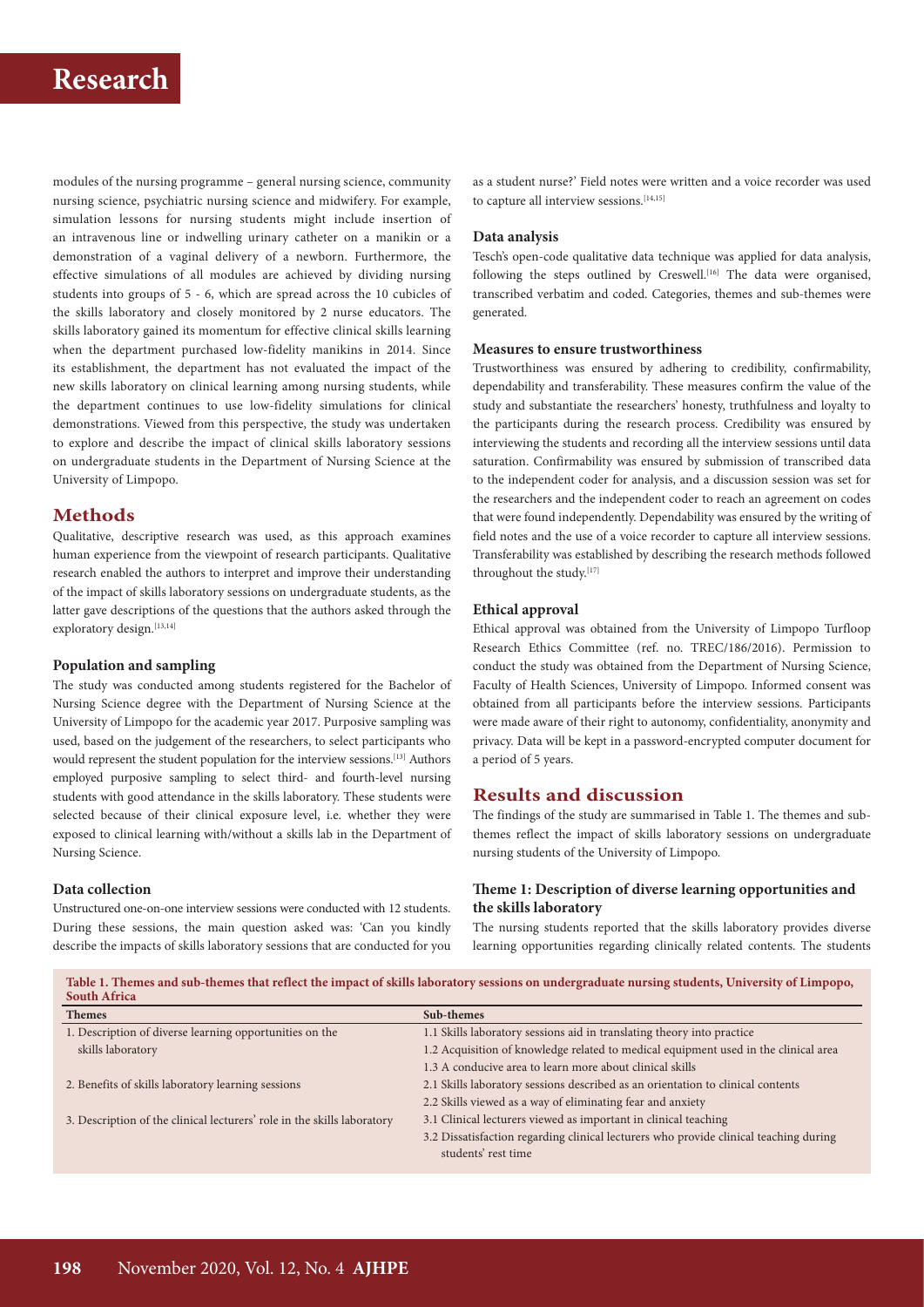modules of the nursing programme – general nursing science, community nursing science, psychiatric nursing science and midwifery. For example, simulation lessons for nursing students might include insertion of an intravenous line or indwelling urinary catheter on a manikin or a demonstration of a vaginal delivery of a newborn. Furthermore, the effective simulations of all modules are achieved by dividing nursing students into groups of 5 - 6, which are spread across the 10 cubicles of the skills laboratory and closely monitored by 2 nurse educators. The skills laboratory gained its momentum for effective clinical skills learning when the department purchased low-fidelity manikins in 2014. Since its establishment, the department has not evaluated the impact of the new skills laboratory on clinical learning among nursing students, while the department continues to use low-fidelity simulations for clinical demonstrations. Viewed from this perspective, the study was undertaken to explore and describe the impact of clinical skills laboratory sessions on undergraduate students in the Department of Nursing Science at the University of Limpopo.

## Methods

Qualitative, descriptive research was used, as this approach examines human experience from the viewpoint of research participants. Qualitative research enabled the authors to interpret and improve their understanding of the impact of skills laboratory sessions on undergraduate students, as the latter gave descriptions of the questions that the authors asked through the exploratory design.[13,14]

### Population and sampling

The study was conducted among students registered for the Bachelor of Nursing Science degree with the Department of Nursing Science at the University of Limpopo for the academic year 2017. Purposive sampling was used, based on the judgement of the researchers, to select participants who would represent the student population for the interview sessions.[13] Authors employed purposive sampling to select third- and fourth-level nursing students with good attendance in the skills laboratory. These students were selected because of their clinical exposure level, i.e. whether they were exposed to clinical learning with/without a skills lab in the Department of Nursing Science.

### Data collection

Unstructured one-on-one interview sessions were conducted with 12 students. During these sessions, the main question asked was: 'Can you kindly describe the impacts of skills laboratory sessions that are conducted for you as a student nurse?' Field notes were written and a voice recorder was used to capture all interview sessions.[14,15]

### Data analysis

Tesch's open-code qualitative data technique was applied for data analysis, following the steps outlined by Creswell.[16] The data were organised, transcribed verbatim and coded. Categories, themes and sub-themes were generated.

### Measures to ensure trustworthiness

Trustworthiness was ensured by adhering to credibility, confirmability, dependability and transferability. These measures confirm the value of the study and substantiate the researchers' honesty, truthfulness and loyalty to the participants during the research process. Credibility was ensured by interviewing the students and recording all the interview sessions until data saturation. Confirmability was ensured by submission of transcribed data to the independent coder for analysis, and a discussion session was set for the researchers and the independent coder to reach an agreement on codes that were found independently. Dependability was ensured by the writing of field notes and the use of a voice recorder to capture all interview sessions. Transferability was established by describing the research methods followed throughout the study.[17]

### Ethical approval

Ethical approval was obtained from the University of Limpopo Turfloop Research Ethics Committee (ref. no. TREC/186/2016). Permission to conduct the study was obtained from the Department of Nursing Science, Faculty of Health Sciences, University of Limpopo. Informed consent was obtained from all participants before the interview sessions. Participants were made aware of their right to autonomy, confidentiality, anonymity and privacy. Data will be kept in a password-encrypted computer document for a period of 5 years.

## Results and discussion

The findings of the study are summarised in Table 1. The themes and sub-themes reflect the impact of skills laboratory sessions on undergraduate nursing students of the University of Limpopo.

### Theme 1: Description of diverse learning opportunities and the skills laboratory

The nursing students reported that the skills laboratory provides diverse learning opportunities regarding clinically related contents. The students

**Table 1. Themes and sub-themes that reflect the impact of skills laboratory sessions on undergraduate nursing students, University of Limpopo, South Africa**

| Themes | Sub-themes |
|---|---|
| 1. Description of diverse learning opportunities on the skills laboratory | 1.1 Skills laboratory sessions aid in translating theory into practice |
| | 1.2 Acquisition of knowledge related to medical equipment used in the clinical area |
| | 1.3 A conducive area to learn more about clinical skills |
| 2. Benefits of skills laboratory learning sessions | 2.1 Skills laboratory sessions described as an orientation to clinical contents |
| | 2.2 Skills viewed as a way of eliminating fear and anxiety |
| 3. Description of the clinical lecturers' role in the skills laboratory | 3.1 Clinical lecturers viewed as important in clinical teaching |
| | 3.2 Dissatisfaction regarding clinical lecturers who provide clinical teaching during students' rest time |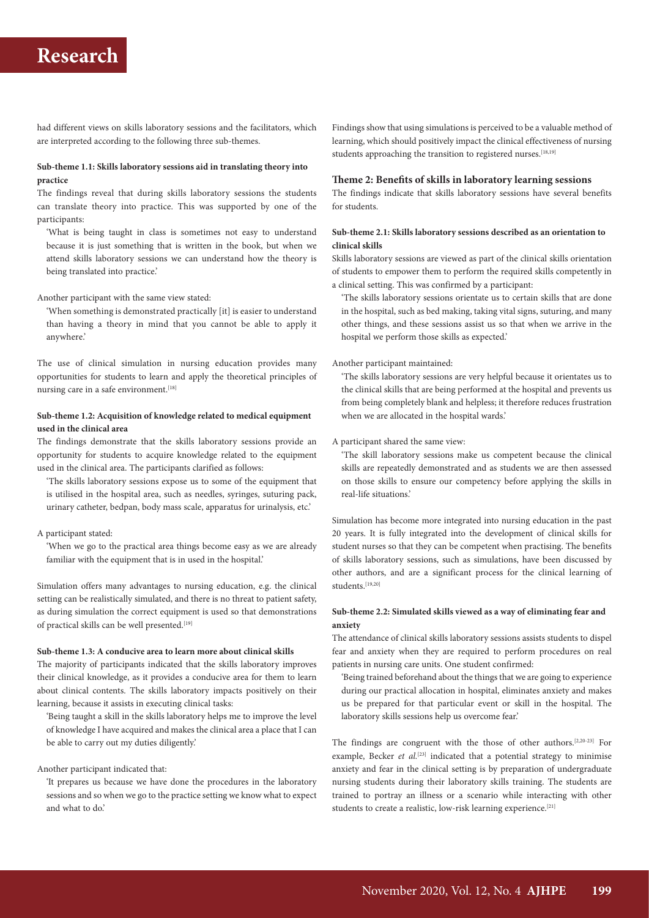had different views on skills laboratory sessions and the facilitators, which are interpreted according to the following three sub-themes.

**Sub-theme 1.1: Skills laboratory sessions aid in translating theory into practice**

The findings reveal that during skills laboratory sessions the students can translate theory into practice. This was supported by one of the participants:

> 'What is being taught in class is sometimes not easy to understand because it is just something that is written in the book, but when we attend skills laboratory sessions we can understand how the theory is being translated into practice.'

Another participant with the same view stated:

> 'When something is demonstrated practically [it] is easier to understand than having a theory in mind that you cannot be able to apply it anywhere.'

The use of clinical simulation in nursing education provides many opportunities for students to learn and apply the theoretical principles of nursing care in a safe environment.[18]

**Sub-theme 1.2: Acquisition of knowledge related to medical equipment used in the clinical area**

The findings demonstrate that the skills laboratory sessions provide an opportunity for students to acquire knowledge related to the equipment used in the clinical area. The participants clarified as follows:

> 'The skills laboratory sessions expose us to some of the equipment that is utilised in the hospital area, such as needles, syringes, suturing pack, urinary catheter, bedpan, body mass scale, apparatus for urinalysis, etc.'

A participant stated:

> 'When we go to the practical area things become easy as we are already familiar with the equipment that is in used in the hospital.'

Simulation offers many advantages to nursing education, e.g. the clinical setting can be realistically simulated, and there is no threat to patient safety, as during simulation the correct equipment is used so that demonstrations of practical skills can be well presented.[19]

**Sub-theme 1.3: A conducive area to learn more about clinical skills**

The majority of participants indicated that the skills laboratory improves their clinical knowledge, as it provides a conducive area for them to learn about clinical contents. The skills laboratory impacts positively on their learning, because it assists in executing clinical tasks:

> 'Being taught a skill in the skills laboratory helps me to improve the level of knowledge I have acquired and makes the clinical area a place that I can be able to carry out my duties diligently.'

Another participant indicated that:

> 'It prepares us because we have done the procedures in the laboratory sessions and so when we go to the practice setting we know what to expect and what to do.'

Findings show that using simulations is perceived to be a valuable method of learning, which should positively impact the clinical effectiveness of nursing students approaching the transition to registered nurses.[18,19]

### Theme 2: Benefits of skills in laboratory learning sessions

The findings indicate that skills laboratory sessions have several benefits for students.

**Sub-theme 2.1: Skills laboratory sessions described as an orientation to clinical skills**

Skills laboratory sessions are viewed as part of the clinical skills orientation of students to empower them to perform the required skills competently in a clinical setting. This was confirmed by a participant:

> 'The skills laboratory sessions orientate us to certain skills that are done in the hospital, such as bed making, taking vital signs, suturing, and many other things, and these sessions assist us so that when we arrive in the hospital we perform those skills as expected.'

Another participant maintained:

> 'The skills laboratory sessions are very helpful because it orientates us to the clinical skills that are being performed at the hospital and prevents us from being completely blank and helpless; it therefore reduces frustration when we are allocated in the hospital wards.'

A participant shared the same view:

> 'The skill laboratory sessions make us competent because the clinical skills are repeatedly demonstrated and as students we are then assessed on those skills to ensure our competency before applying the skills in real-life situations.'

Simulation has become more integrated into nursing education in the past 20 years. It is fully integrated into the development of clinical skills for student nurses so that they can be competent when practising. The benefits of skills laboratory sessions, such as simulations, have been discussed by other authors, and are a significant process for the clinical learning of students.[19,20]

**Sub-theme 2.2: Simulated skills viewed as a way of eliminating fear and anxiety**

The attendance of clinical skills laboratory sessions assists students to dispel fear and anxiety when they are required to perform procedures on real patients in nursing care units. One student confirmed:

> 'Being trained beforehand about the things that we are going to experience during our practical allocation in hospital, eliminates anxiety and makes us be prepared for that particular event or skill in the hospital. The laboratory skills sessions help us overcome fear.'

The findings are congruent with the those of other authors.[2,20-23] For example, Becker *et al.*[23] indicated that a potential strategy to minimise anxiety and fear in the clinical setting is by preparation of undergraduate nursing students during their laboratory skills training. The students are trained to portray an illness or a scenario while interacting with other students to create a realistic, low-risk learning experience.[21]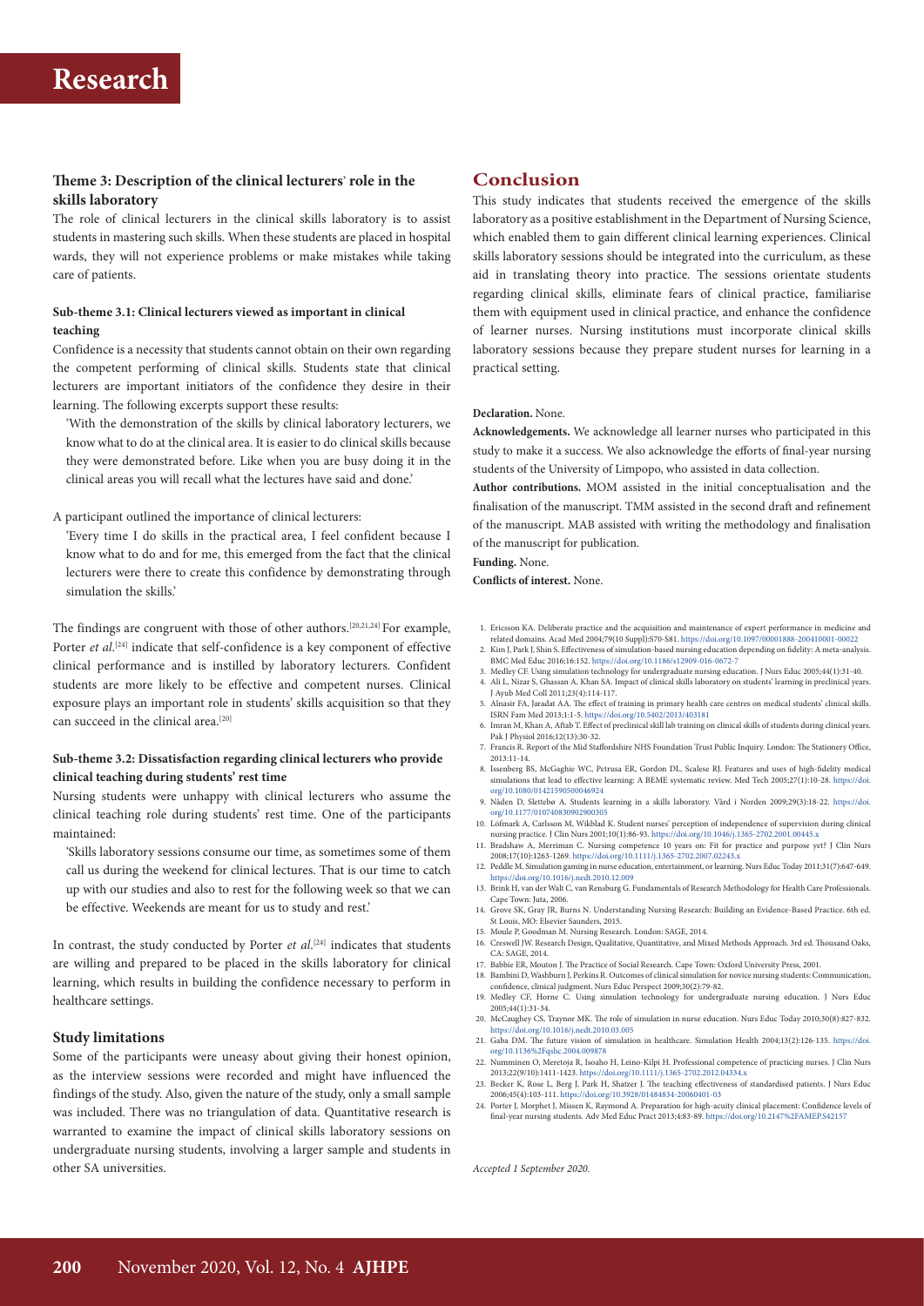### Theme 3: Description of the clinical lecturers' role in the skills laboratory

The role of clinical lecturers in the clinical skills laboratory is to assist students in mastering such skills. When these students are placed in hospital wards, they will not experience problems or make mistakes while taking care of patients.

#### Sub-theme 3.1: Clinical lecturers viewed as important in clinical teaching

Confidence is a necessity that students cannot obtain on their own regarding the competent performing of clinical skills. Students state that clinical lecturers are important initiators of the confidence they desire in their learning. The following excerpts support these results:

> 'With the demonstration of the skills by clinical laboratory lecturers, we know what to do at the clinical area. It is easier to do clinical skills because they were demonstrated before. Like when you are busy doing it in the clinical areas you will recall what the lectures have said and done.'

A participant outlined the importance of clinical lecturers:

> 'Every time I do skills in the practical area, I feel confident because I know what to do and for me, this emerged from the fact that the clinical lecturers were there to create this confidence by demonstrating through simulation the skills.'

The findings are congruent with those of other authors.[20,21,24] For example, Porter *et al.*[24] indicate that self-confidence is a key component of effective clinical performance and is instilled by laboratory lecturers. Confident students are more likely to be effective and competent nurses. Clinical exposure plays an important role in students' skills acquisition so that they can succeed in the clinical area.[20]

#### Sub-theme 3.2: Dissatisfaction regarding clinical lecturers who provide clinical teaching during students' rest time

Nursing students were unhappy with clinical lecturers who assume the clinical teaching role during students' rest time. One of the participants maintained:

> 'Skills laboratory sessions consume our time, as sometimes some of them call us during the weekend for clinical lectures. That is our time to catch up with our studies and also to rest for the following week so that we can be effective. Weekends are meant for us to study and rest.'

In contrast, the study conducted by Porter *et al.*[24] indicates that students are willing and prepared to be placed in the skills laboratory for clinical learning, which results in building the confidence necessary to perform in healthcare settings.

### Study limitations

Some of the participants were uneasy about giving their honest opinion, as the interview sessions were recorded and might have influenced the findings of the study. Also, given the nature of the study, only a small sample was included. There was no triangulation of data. Quantitative research is warranted to examine the impact of clinical skills laboratory sessions on undergraduate nursing students, involving a larger sample and students in other SA universities.

## Conclusion

This study indicates that students received the emergence of the skills laboratory as a positive establishment in the Department of Nursing Science, which enabled them to gain different clinical learning experiences. Clinical skills laboratory sessions should be integrated into the curriculum, as these aid in translating theory into practice. The sessions orientate students regarding clinical skills, eliminate fears of clinical practice, familiarise them with equipment used in clinical practice, and enhance the confidence of learner nurses. Nursing institutions must incorporate clinical skills laboratory sessions because they prepare student nurses for learning in a practical setting.

**Declaration.** None.

**Acknowledgements.** We acknowledge all learner nurses who participated in this study to make it a success. We also acknowledge the efforts of final-year nursing students of the University of Limpopo, who assisted in data collection.

**Author contributions.** MOM assisted in the initial conceptualisation and the finalisation of the manuscript. TMM assisted in the second draft and refinement of the manuscript. MAB assisted with writing the methodology and finalisation of the manuscript for publication.

**Funding.** None.

**Conflicts of interest.** None.

1. Ericsson KA. Deliberate practice and the acquisition and maintenance of expert performance in medicine and related domains. Acad Med 2004;79(10 Suppl):S70-S81. https://doi.org/10.1097/00001888-200410001-00022
2. Kim J, Park J, Shin S. Effectiveness of simulation-based nursing education depending on fidelity: A meta-analysis. BMC Med Educ 2016;16:152. https://doi.org/10.1186/s12909-016-0672-7
3. Medley CF. Using simulation technology for undergraduate nursing education. J Nurs Educ 2005;44(1):31-40.
4. Ali L, Nizar S, Ghassan A, Khan SA. Impact of clinical skills laboratory on students' learning in preclinical years. J Ayub Med Coll 2011;23(4):114-117.
5. Alnasir FA, Jaradat AA. The effect of training in primary health care centres on medical students' clinical skills. ISRN Fam Med 2013;1:1-5. https://doi.org/10.5402/2013/403181
6. Imran M, Khan A, Aftab T. Effect of preclinical skill lab training on clinical skills of students during clinical years. Pak J Physiol 2016;12(13):30-32.
7. Francis R. Report of the Mid Staffordshire NHS Foundation Trust Public Inquiry. London: The Stationery Office, 2013:11-14.
8. Issenberg BS, McGaghie WC, Petrusa ER, Gordon DL, Scalese RJ. Features and uses of high-fidelity medical simulations that lead to effective learning: A BEME systematic review. Med Tech 2005;27(1):10-28. https://doi.org/10.1080/01421590500046924
9. Nåden D, Slettebø A. Students learning in a skills laboratory. Vård i Norden 2009;29(3):18-22. https://doi.org/10.1177/010740830902900305
10. Löfmark A, Carlsson M, Wikblad K. Student nurses' perception of independence of supervision during clinical nursing practice. J Clin Nurs 2001;10(1):86-93. https://doi.org/10.1046/j.1365-2702.2001.00445.x
11. Bradshaw A, Merriman C. Nursing competence 10 years on: Fit for practice and purpose yet? J Clin Nurs 2008;17(10):1263-1269. https://doi.org/10.1111/j.1365-2702.2007.02243.x
12. Peddle M. Simulation gaming in nurse education, entertainment, or learning. Nurs Educ Today 2011;31(7):647-649. https://doi.org/10.1016/j.nedt.2010.12.009
13. Brink H, van der Walt C, van Rensburg G. Fundamentals of Research Methodology for Health Care Professionals. Cape Town: Juta, 2006.
14. Grove SK, Gray JR, Burns N. Understanding Nursing Research: Building an Evidence-Based Practice. 6th ed. St Louis, MO: Elsevier Saunders, 2015.
15. Moule P, Goodman M. Nursing Research. London: SAGE, 2014.
16. Creswell JW. Research Design, Qualitative, Quantitative, and Mixed Methods Approach. 3rd ed. Thousand Oaks, CA: SAGE, 2014.
17. Babbie ER, Mouton J. The Practice of Social Research. Cape Town: Oxford University Press, 2001.
18. Bambini D, Washburn J, Perkins R. Outcomes of clinical simulation for novice nursing students: Communication, confidence, clinical judgment. Nurs Educ Perspect 2009;30(2):79-82.
19. Medley CF, Horne C. Using simulation technology for undergraduate nursing education. J Nurs Educ 2005;44(1):31-34.
20. McCaughey CS, Traynor MK. The role of simulation in nurse education. Nurs Educ Today 2010;30(8):827-832. https://doi.org/10.1016/j.nedt.2010.03.005
21. Gaba DM. The future vision of simulation in healthcare. Simulation Health 2004;13(2):126-135. https://doi.org/10.1136%2Fqshc.2004.009878
22. Numminen O, Meretoja R, Isoaho H, Leino-Kilpi H. Professional competence of practicing nurses. J Clin Nurs 2013;22(9/10):1411-1423. https://doi.org/10.1111/j.1365-2702.2012.04334.x
23. Becker K, Rose L, Berg J, Park H, Shatzer J. The teaching effectiveness of standardised patients. J Nurs Educ 2006;45(4):103-111. https://doi.org/10.3928/01484834-20060401-03
24. Porter J, Morphet J, Missen K, Raymond A. Preparation for high-acuity clinical placement: Confidence levels of final-year nursing students. Adv Med Educ Pract 2013;4:83-89. https://doi.org/10.2147%2FAMEP.S42157

*Accepted 1 September 2020.*